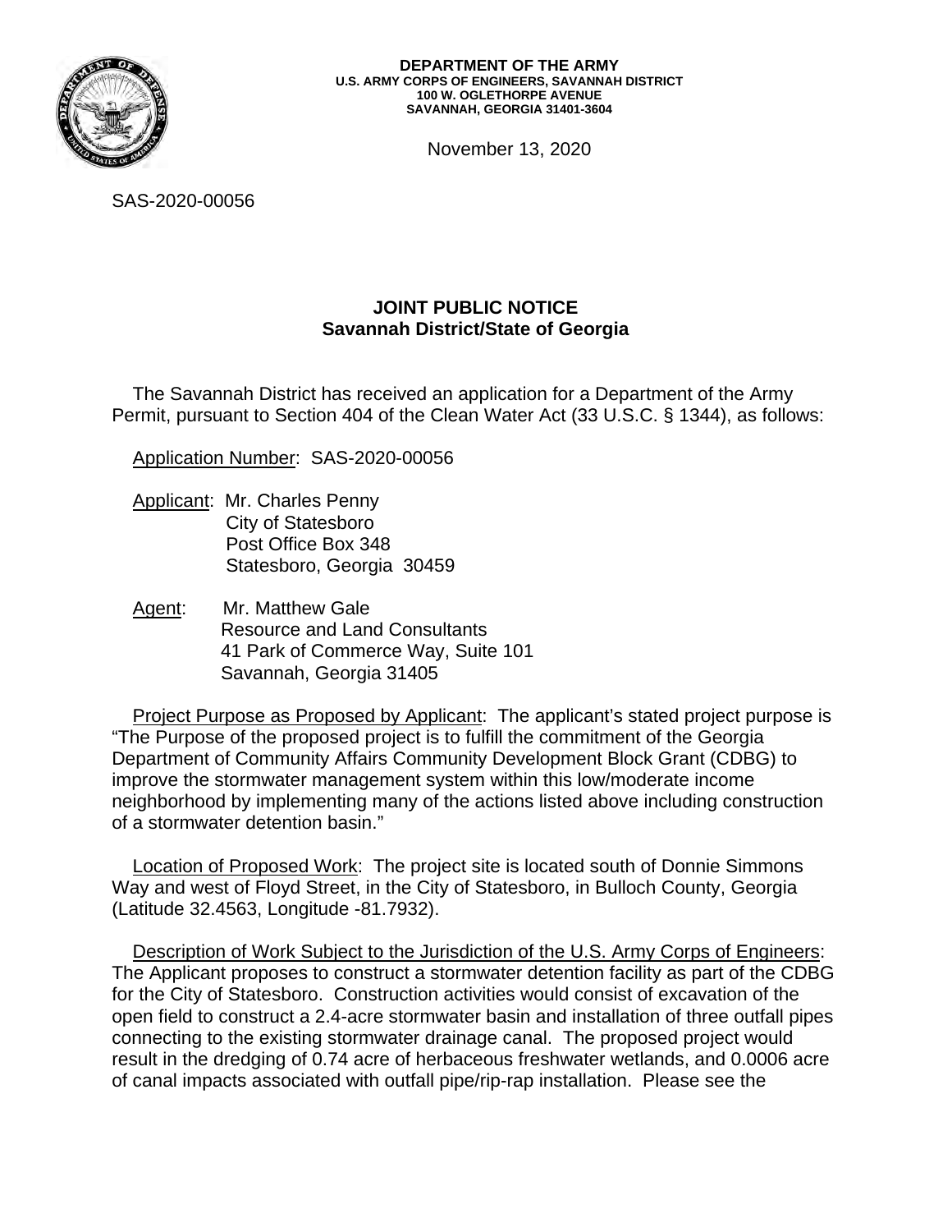**DEPARTMENT OF THE ARMY**
**U.S. ARMY CORPS OF ENGINEERS, SAVANNAH DISTRICT**
**100 W. OGLETHORPE AVENUE**
**SAVANNAH, GEORGIA 31401-3604**

November 13, 2020

SAS-2020-00056

## JOINT PUBLIC NOTICE
## Savannah District/State of Georgia

The Savannah District has received an application for a Department of the Army Permit, pursuant to Section 404 of the Clean Water Act (33 U.S.C. § 1344), as follows:

Application Number: SAS-2020-00056

Applicant: Mr. Charles Penny
City of Statesboro
Post Office Box 348
Statesboro, Georgia 30459

Agent: Mr. Matthew Gale
Resource and Land Consultants
41 Park of Commerce Way, Suite 101
Savannah, Georgia 31405

Project Purpose as Proposed by Applicant: The applicant's stated project purpose is "The Purpose of the proposed project is to fulfill the commitment of the Georgia Department of Community Affairs Community Development Block Grant (CDBG) to improve the stormwater management system within this low/moderate income neighborhood by implementing many of the actions listed above including construction of a stormwater detention basin."

Location of Proposed Work: The project site is located south of Donnie Simmons Way and west of Floyd Street, in the City of Statesboro, in Bulloch County, Georgia (Latitude 32.4563, Longitude -81.7932).

Description of Work Subject to the Jurisdiction of the U.S. Army Corps of Engineers: The Applicant proposes to construct a stormwater detention facility as part of the CDBG for the City of Statesboro. Construction activities would consist of excavation of the open field to construct a 2.4-acre stormwater basin and installation of three outfall pipes connecting to the existing stormwater drainage canal. The proposed project would result in the dredging of 0.74 acre of herbaceous freshwater wetlands, and 0.0006 acre of canal impacts associated with outfall pipe/rip-rap installation. Please see the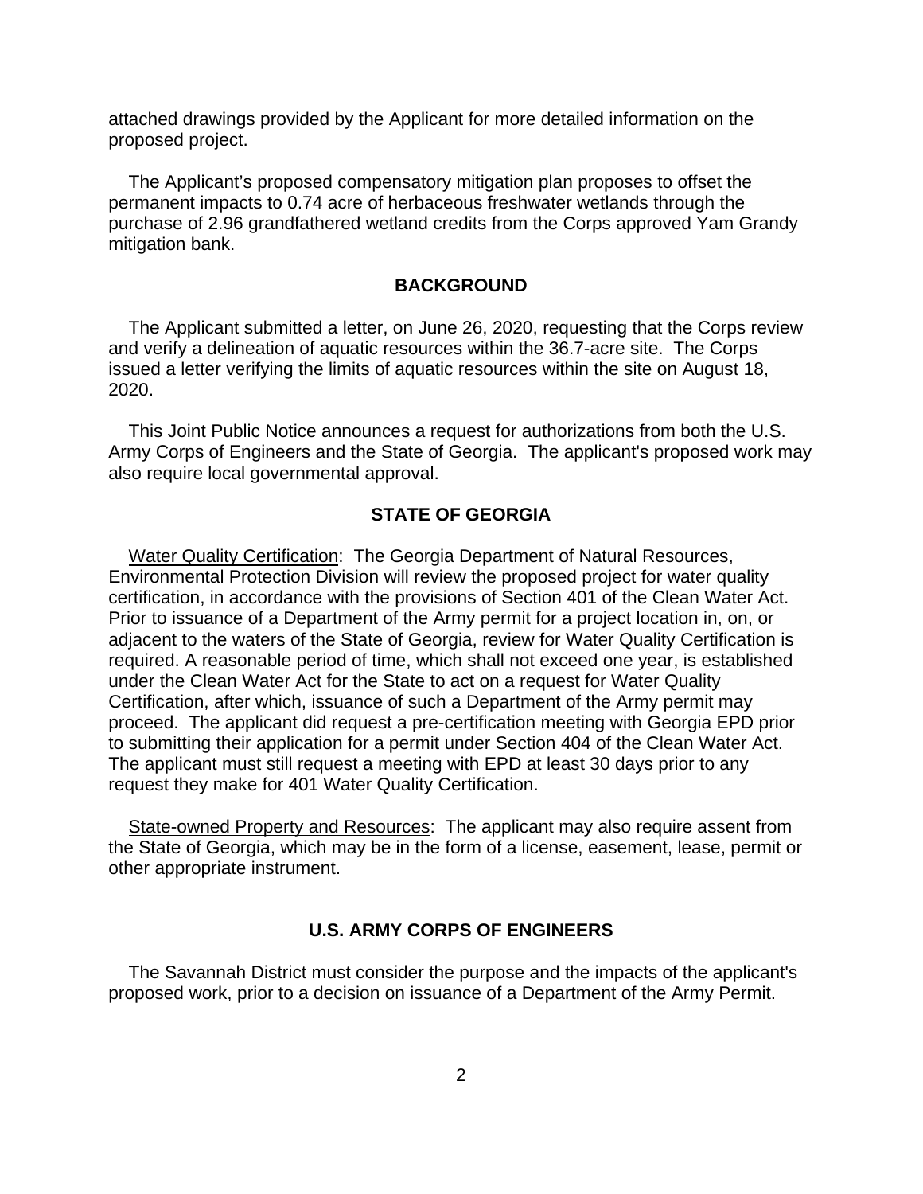attached drawings provided by the Applicant for more detailed information on the proposed project.

The Applicant's proposed compensatory mitigation plan proposes to offset the permanent impacts to 0.74 acre of herbaceous freshwater wetlands through the purchase of 2.96 grandfathered wetland credits from the Corps approved Yam Grandy mitigation bank.

## BACKGROUND

The Applicant submitted a letter, on June 26, 2020, requesting that the Corps review and verify a delineation of aquatic resources within the 36.7-acre site. The Corps issued a letter verifying the limits of aquatic resources within the site on August 18, 2020.

This Joint Public Notice announces a request for authorizations from both the U.S. Army Corps of Engineers and the State of Georgia. The applicant's proposed work may also require local governmental approval.

## STATE OF GEORGIA

<u>Water Quality Certification</u>: The Georgia Department of Natural Resources, Environmental Protection Division will review the proposed project for water quality certification, in accordance with the provisions of Section 401 of the Clean Water Act. Prior to issuance of a Department of the Army permit for a project location in, on, or adjacent to the waters of the State of Georgia, review for Water Quality Certification is required. A reasonable period of time, which shall not exceed one year, is established under the Clean Water Act for the State to act on a request for Water Quality Certification, after which, issuance of such a Department of the Army permit may proceed. The applicant did request a pre-certification meeting with Georgia EPD prior to submitting their application for a permit under Section 404 of the Clean Water Act. The applicant must still request a meeting with EPD at least 30 days prior to any request they make for 401 Water Quality Certification.

<u>State-owned Property and Resources</u>: The applicant may also require assent from the State of Georgia, which may be in the form of a license, easement, lease, permit or other appropriate instrument.

## U.S. ARMY CORPS OF ENGINEERS

The Savannah District must consider the purpose and the impacts of the applicant's proposed work, prior to a decision on issuance of a Department of the Army Permit.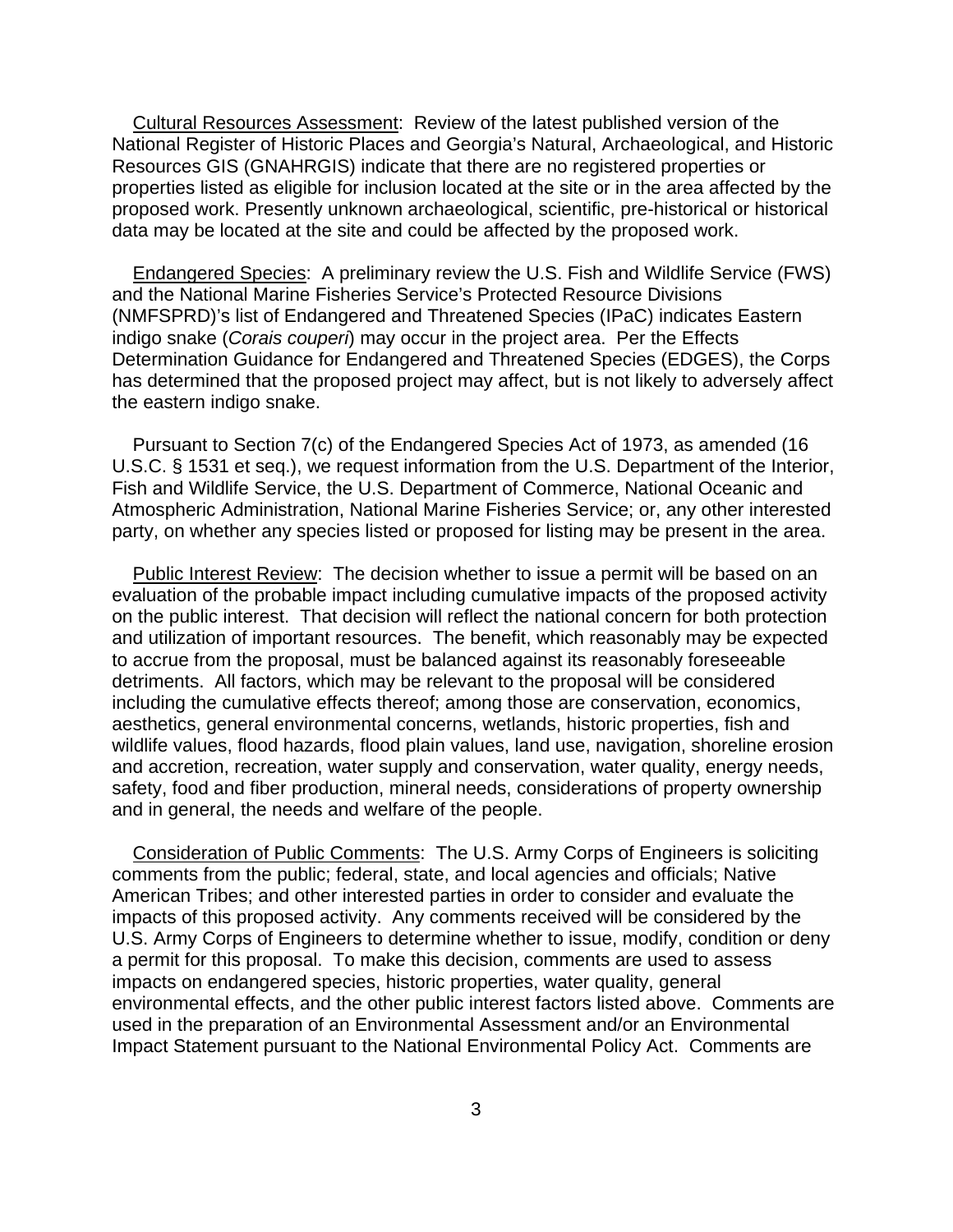Cultural Resources Assessment: Review of the latest published version of the National Register of Historic Places and Georgia's Natural, Archaeological, and Historic Resources GIS (GNAHRGIS) indicate that there are no registered properties or properties listed as eligible for inclusion located at the site or in the area affected by the proposed work. Presently unknown archaeological, scientific, pre-historical or historical data may be located at the site and could be affected by the proposed work.

Endangered Species: A preliminary review the U.S. Fish and Wildlife Service (FWS) and the National Marine Fisheries Service's Protected Resource Divisions (NMFSPRD)'s list of Endangered and Threatened Species (IPaC) indicates Eastern indigo snake (*Corais couperi*) may occur in the project area. Per the Effects Determination Guidance for Endangered and Threatened Species (EDGES), the Corps has determined that the proposed project may affect, but is not likely to adversely affect the eastern indigo snake.

Pursuant to Section 7(c) of the Endangered Species Act of 1973, as amended (16 U.S.C. § 1531 et seq.), we request information from the U.S. Department of the Interior, Fish and Wildlife Service, the U.S. Department of Commerce, National Oceanic and Atmospheric Administration, National Marine Fisheries Service; or, any other interested party, on whether any species listed or proposed for listing may be present in the area.

Public Interest Review: The decision whether to issue a permit will be based on an evaluation of the probable impact including cumulative impacts of the proposed activity on the public interest. That decision will reflect the national concern for both protection and utilization of important resources. The benefit, which reasonably may be expected to accrue from the proposal, must be balanced against its reasonably foreseeable detriments. All factors, which may be relevant to the proposal will be considered including the cumulative effects thereof; among those are conservation, economics, aesthetics, general environmental concerns, wetlands, historic properties, fish and wildlife values, flood hazards, flood plain values, land use, navigation, shoreline erosion and accretion, recreation, water supply and conservation, water quality, energy needs, safety, food and fiber production, mineral needs, considerations of property ownership and in general, the needs and welfare of the people.

Consideration of Public Comments: The U.S. Army Corps of Engineers is soliciting comments from the public; federal, state, and local agencies and officials; Native American Tribes; and other interested parties in order to consider and evaluate the impacts of this proposed activity. Any comments received will be considered by the U.S. Army Corps of Engineers to determine whether to issue, modify, condition or deny a permit for this proposal. To make this decision, comments are used to assess impacts on endangered species, historic properties, water quality, general environmental effects, and the other public interest factors listed above. Comments are used in the preparation of an Environmental Assessment and/or an Environmental Impact Statement pursuant to the National Environmental Policy Act. Comments are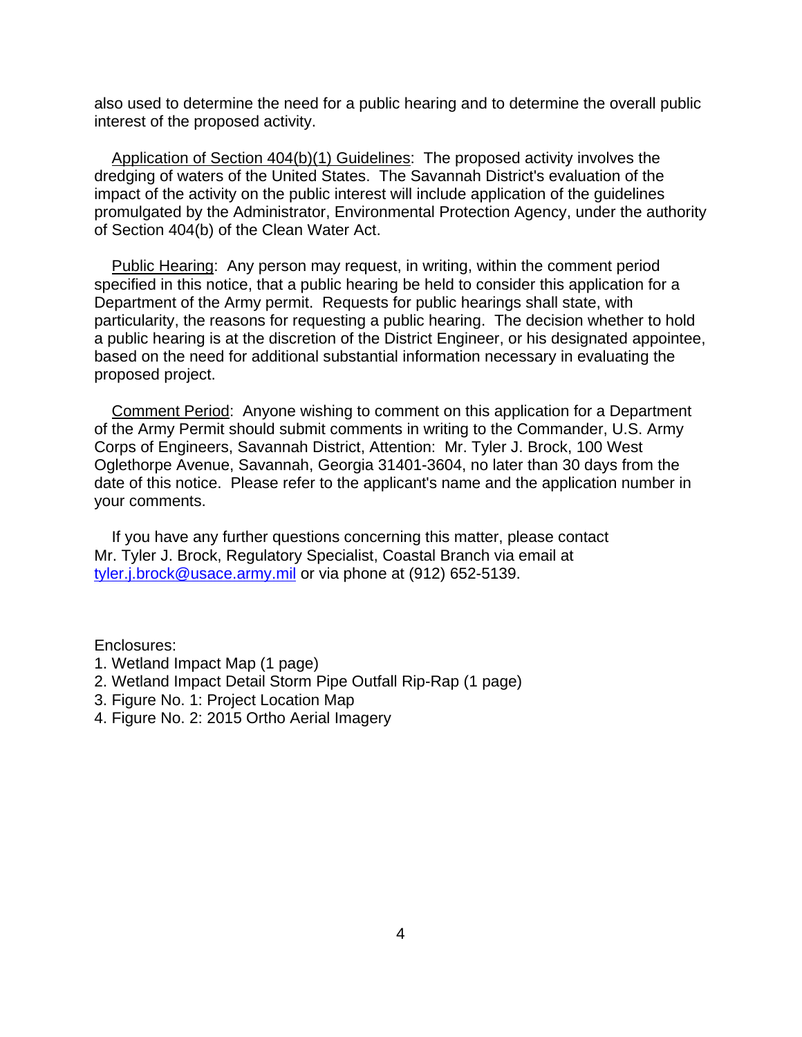also used to determine the need for a public hearing and to determine the overall public interest of the proposed activity.

Application of Section 404(b)(1) Guidelines: The proposed activity involves the dredging of waters of the United States. The Savannah District's evaluation of the impact of the activity on the public interest will include application of the guidelines promulgated by the Administrator, Environmental Protection Agency, under the authority of Section 404(b) of the Clean Water Act.

Public Hearing: Any person may request, in writing, within the comment period specified in this notice, that a public hearing be held to consider this application for a Department of the Army permit. Requests for public hearings shall state, with particularity, the reasons for requesting a public hearing. The decision whether to hold a public hearing is at the discretion of the District Engineer, or his designated appointee, based on the need for additional substantial information necessary in evaluating the proposed project.

Comment Period: Anyone wishing to comment on this application for a Department of the Army Permit should submit comments in writing to the Commander, U.S. Army Corps of Engineers, Savannah District, Attention: Mr. Tyler J. Brock, 100 West Oglethorpe Avenue, Savannah, Georgia 31401-3604, no later than 30 days from the date of this notice. Please refer to the applicant's name and the application number in your comments.

If you have any further questions concerning this matter, please contact Mr. Tyler J. Brock, Regulatory Specialist, Coastal Branch via email at tyler.j.brock@usace.army.mil or via phone at (912) 652-5139.

Enclosures:
1. Wetland Impact Map (1 page)
2. Wetland Impact Detail Storm Pipe Outfall Rip-Rap (1 page)
3. Figure No. 1: Project Location Map
4. Figure No. 2: 2015 Ortho Aerial Imagery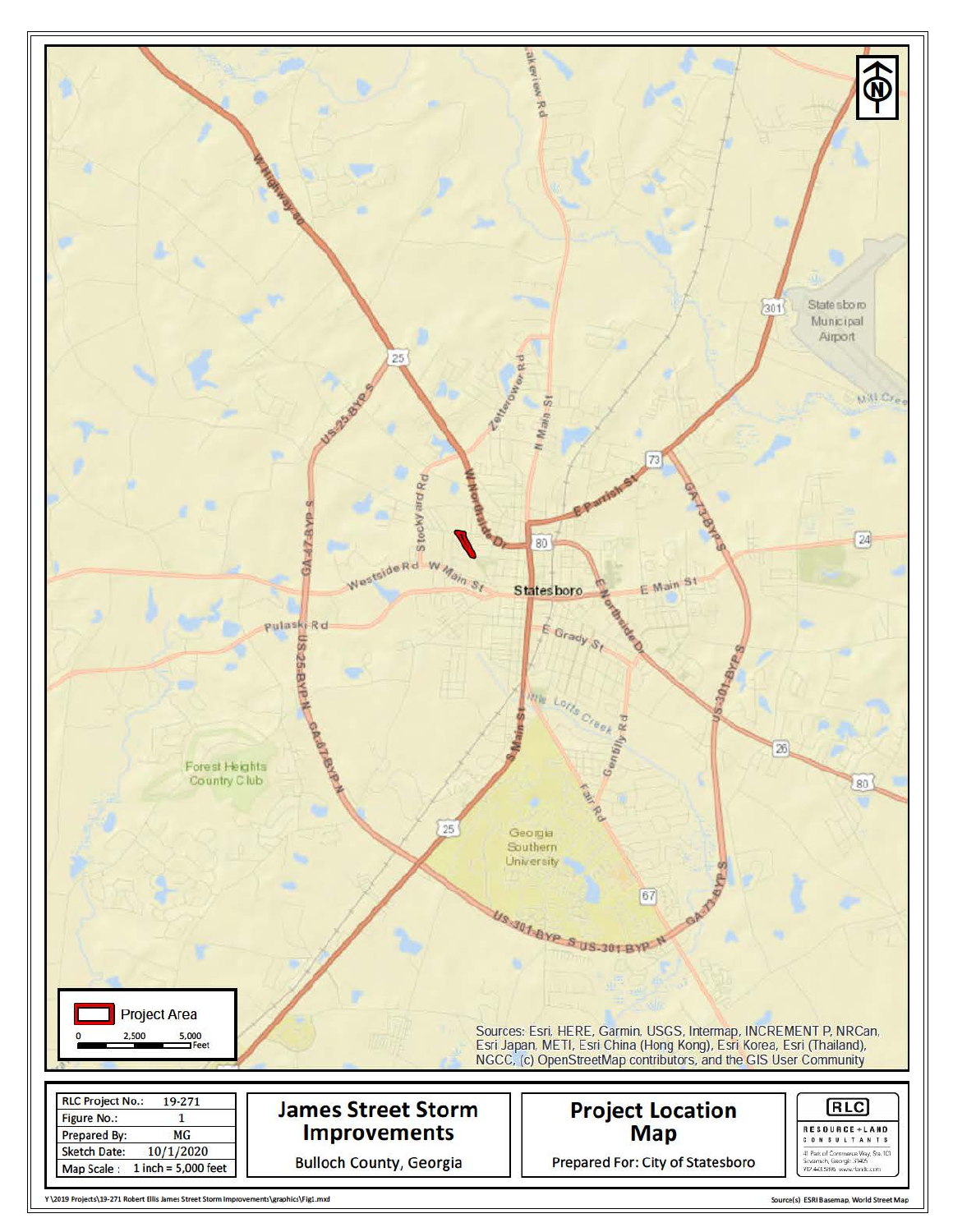Project Area

0 2,500 5,000 Feet

Sources: Esri, HERE, Garmin, USGS, Intermap, INCREMENT P, NRCan, Esri Japan, METI, Esri China (Hong Kong), Esri Korea, Esri (Thailand), NGCC, (c) OpenStreetMap contributors, and the GIS User Community

| RLC Project No.: | 19-271 |
| --- | --- |
| Figure No.: | 1 |
| Prepared By: | MG |
| Sketch Date: | 10/1/2020 |
| Map Scale : | 1 inch = 5,000 feet |

**James Street Storm Improvements**

Bulloch County, Georgia

**Project Location Map**

Prepared For: City of Statesboro

RLC RESOURCE+LAND CONSULTANTS

41 Park of Commerce Way, Ste. 101 Savannah, Georgia 31405 912.443.5896 www.rlandc.com

Y:\2019 Projects\19-271 Robert Ellis James Street Storm Improvements\graphics\Fig1.mxd

Source(s) ESRI Basemap, World Street Map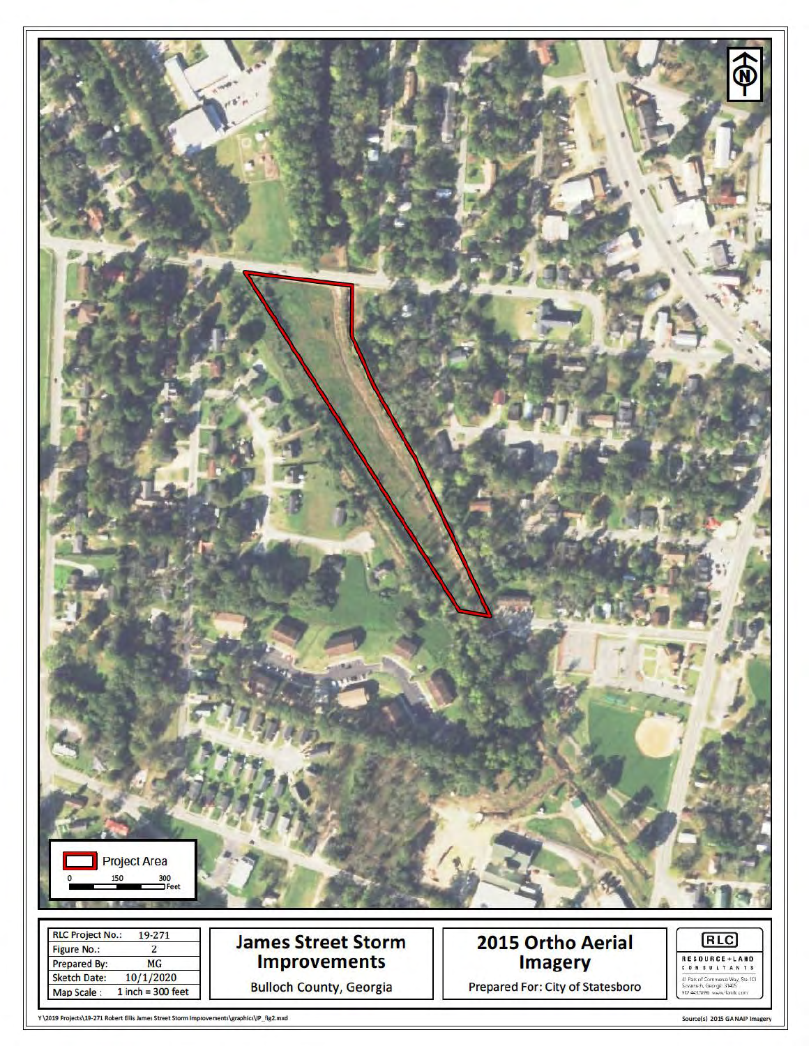Project Area

0 150 300 Feet

| RLC Project No.: | 19-271 |
| --- | --- |
| Figure No.: | 2 |
| Prepared By: | MG |
| Sketch Date: | 10/1/2020 |
| Map Scale : | 1 inch = 300 feet |

**James Street Storm Improvements**

Bulloch County, Georgia

**2015 Ortho Aerial Imagery**

Prepared For: City of Statesboro

RLC
RESOURCE + LAND CONSULTANTS
41 Park of Commerce Way, Ste. 101
Savannah, Georgia 31405
912.443.5896 www.rlandc.com

Y:\2019 Projects\19-271 Robert Ellis James Street Storm Improvements\graphics\IP_fig2.mxd

Source(s): 2015 GANAIP Imagery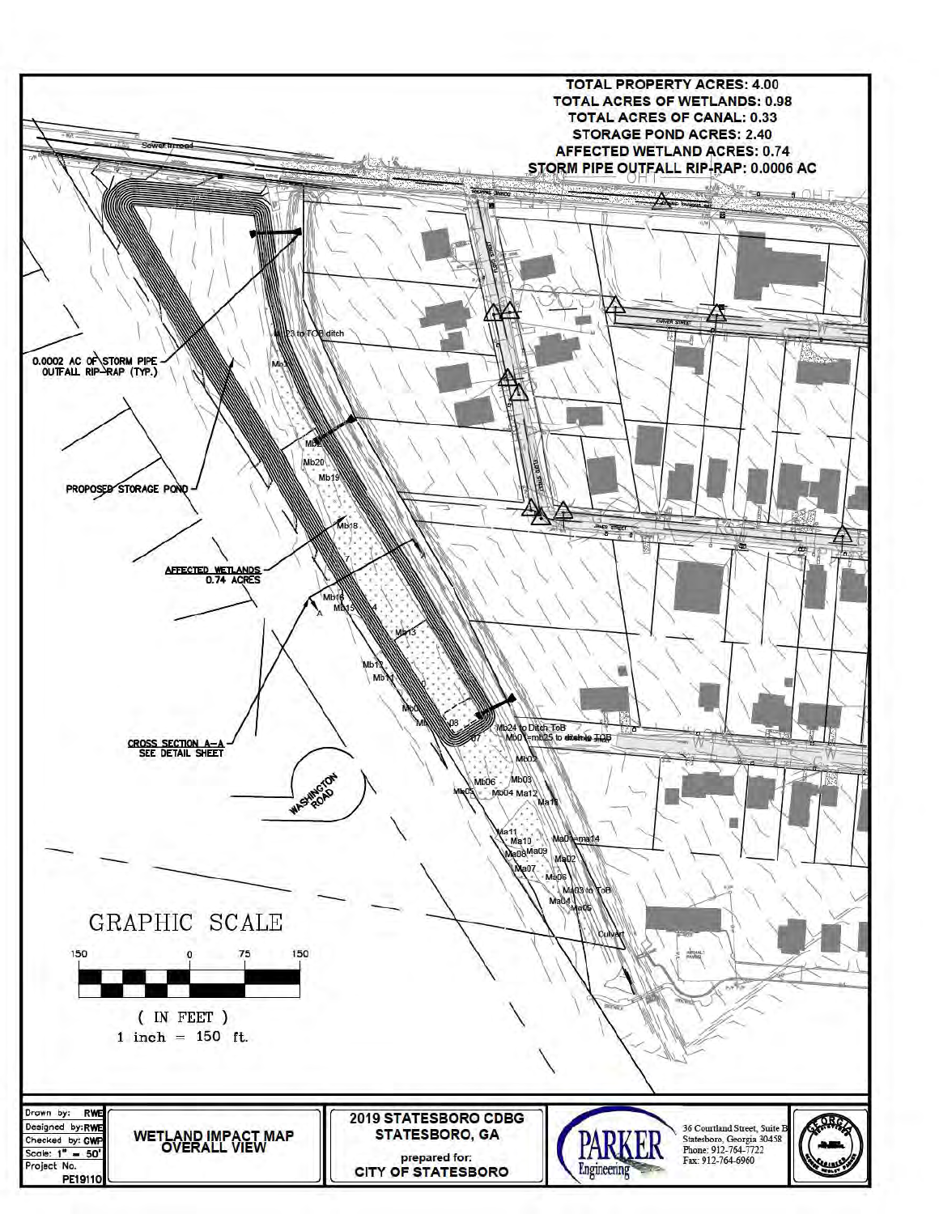TOTAL PROPERTY ACRES: 4.00
TOTAL ACRES OF WETLANDS: 0.98
TOTAL ACRES OF CANAL: 0.33
STORAGE POND ACRES: 2.40
AFFECTED WETLAND ACRES: 0.74
STORM PIPE OUTFALL RIP-RAP: 0.0006 AC

0.0002 AC OF STORM PIPE OUTFALL RIP-RAP (TYP.)

PROPOSED STORAGE POND

AFFECTED WETLANDS 0.74 ACRES

CROSS SECTION A-A SEE DETAIL SHEET

WASHINGTON ROAD

Mb23 to TOB ditch

Mb24 to Ditch ToB

Mb01=mb25 to ditch ToB

Ma01=ma14

Ma03 to ToB

Culvert

Sewer in road

GRAPHIC SCALE

( IN FEET )
1 inch = 150 ft.

| Drawn by: RWE | WETLAND IMPACT MAP OVERALL VIEW | 2019 STATESBORO CDBG STATESBORO, GA prepared for: CITY OF STATESBORO | PARKER Engineering | 36 Courtland Street, Suite B Statesboro, Georgia 30458 Phone: 912-764-7722 Fax: 912-764-6960 |
|---|---|---|---|---|
| Designed by: RWE | | | | |
| Checked by: GWP | | | | |
| Scale: 1" = 50' | | | | |
| Project No. PE19110 | | | | |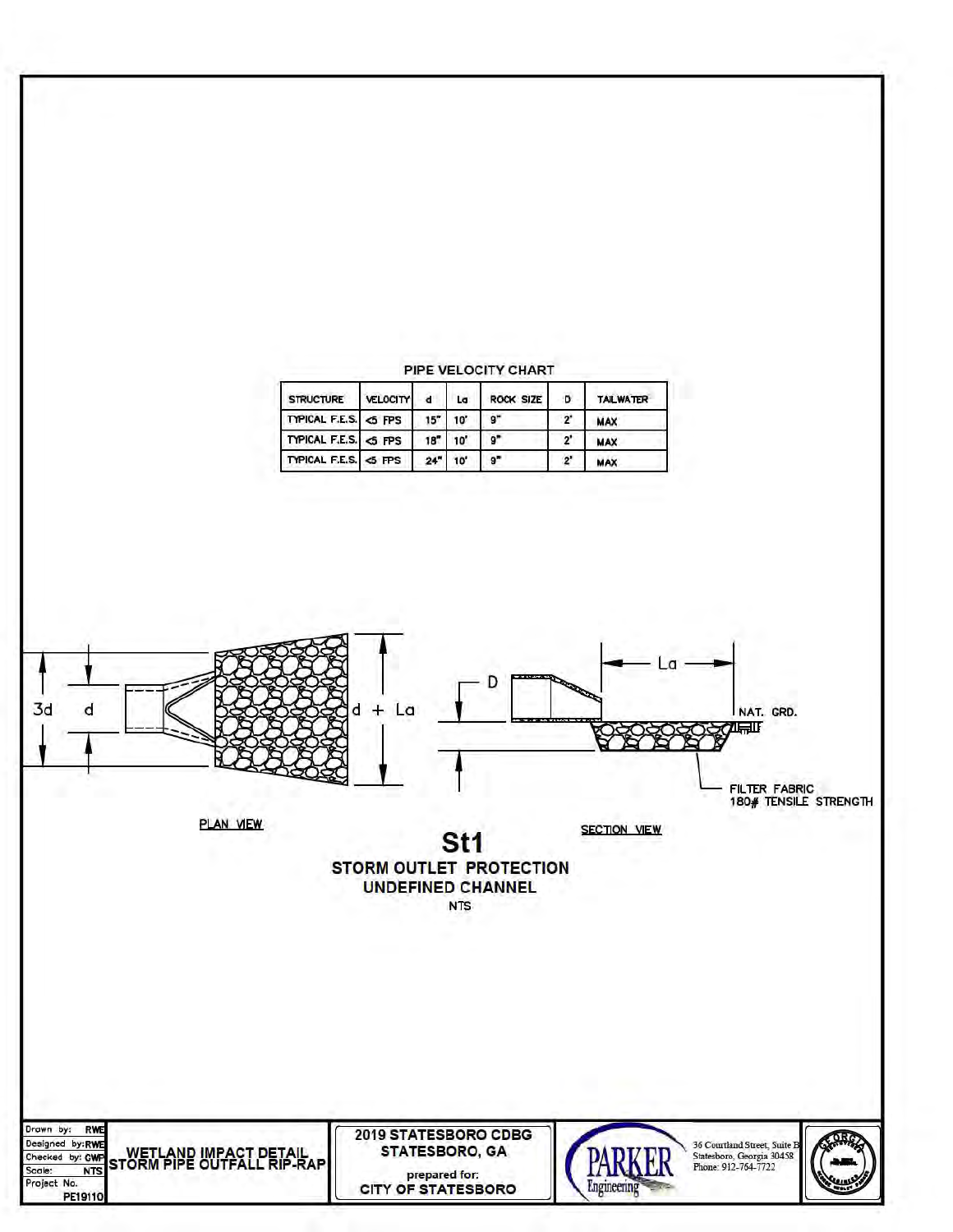## PIPE VELOCITY CHART

| STRUCTURE | VELOCITY | d | La | ROCK SIZE | D | TAILWATER |
|---|---|---|---|---|---|---|
| TYPICAL F.E.S. | <5 FPS | 15" | 10' | 9" | 2' | MAX |
| TYPICAL F.E.S. | <5 FPS | 18" | 10' | 9" | 2' | MAX |
| TYPICAL F.E.S. | <5 FPS | 24" | 10' | 9" | 2' | MAX |

3d

d

d + La

PLAN VIEW

D

La

NAT. GRD.

FILTER FABRIC
180# TENSILE STRENGTH

SECTION VIEW

# St1

**STORM OUTLET PROTECTION**
**UNDEFINED CHANNEL**
NTS

| | |
|---|---|
| Drawn by: | RWE |
| Designed by: | RWE |
| Checked by: | GWP |
| Scale: | NTS |
| Project No. | PE19110 |

**WETLAND IMPACT DETAIL**
**STORM PIPE OUTFALL RIP-RAP**

**2019 STATESBORO CDBG**
**STATESBORO, GA**

prepared for:
**CITY OF STATESBORO**

PARKER Engineering

36 Courtland Street, Suite B
Statesboro, Georgia 30458
Phone: 912-764-7722